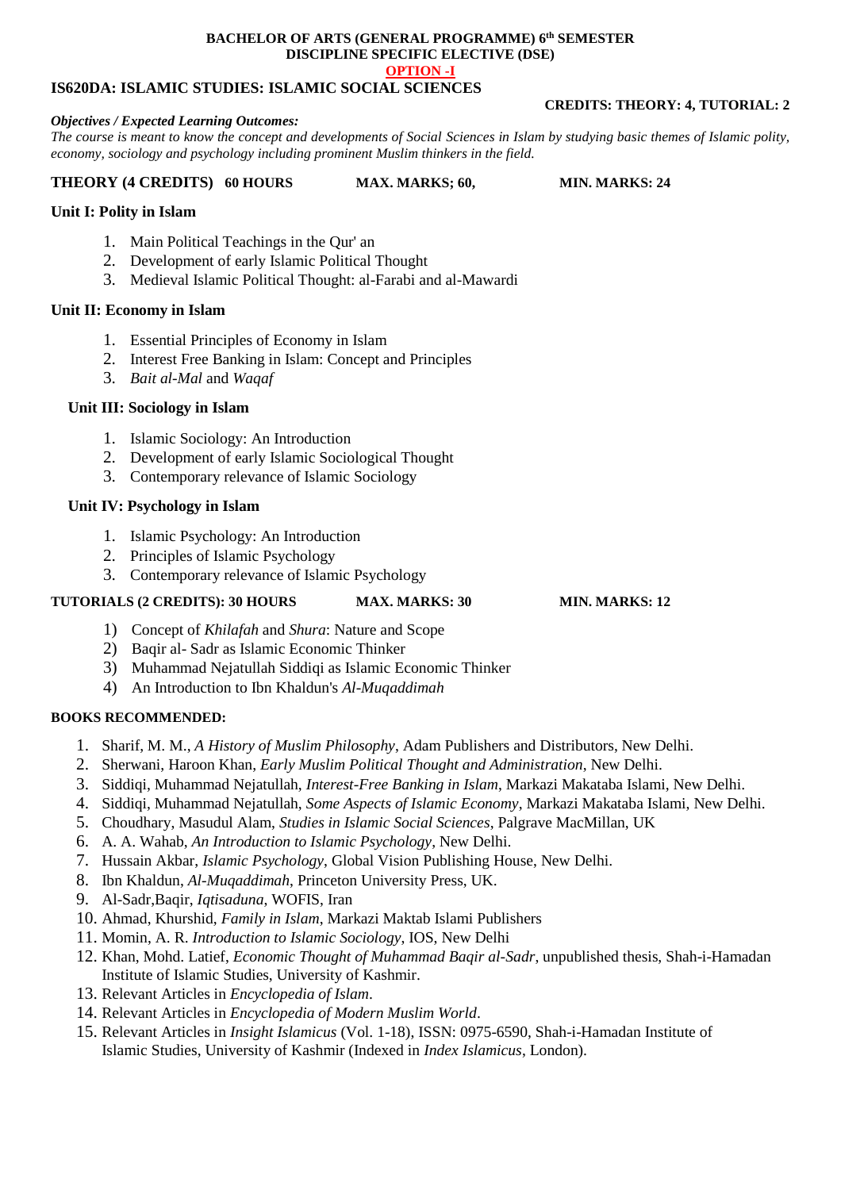**BACHELOR OF ARTS (GENERAL PROGRAMME) 6th SEMESTER**
**DISCIPLINE SPECIFIC ELECTIVE (DSE)**
**OPTION -I**

## IS620DA: ISLAMIC STUDIES: ISLAMIC SOCIAL SCIENCES

**CREDITS: THEORY: 4, TUTORIAL: 2**

***Objectives / Expected Learning Outcomes:***

*The course is meant to know the concept and developments of Social Sciences in Islam by studying basic themes of Islamic polity, economy, sociology and psychology including prominent Muslim thinkers in the field.*

**THEORY (4 CREDITS) 60 HOURS MAX. MARKS; 60, MIN. MARKS: 24**

### Unit I: Polity in Islam

1. Main Political Teachings in the Qur' an
2. Development of early Islamic Political Thought
3. Medieval Islamic Political Thought: al-Farabi and al-Mawardi

### Unit II: Economy in Islam

1. Essential Principles of Economy in Islam
2. Interest Free Banking in Islam: Concept and Principles
3. *Bait al-Mal* and *Waqaf*

### Unit III: Sociology in Islam

1. Islamic Sociology: An Introduction
2. Development of early Islamic Sociological Thought
3. Contemporary relevance of Islamic Sociology

### Unit IV: Psychology in Islam

1. Islamic Psychology: An Introduction
2. Principles of Islamic Psychology
3. Contemporary relevance of Islamic Psychology

**TUTORIALS (2 CREDITS): 30 HOURS MAX. MARKS: 30 MIN. MARKS: 12**

1) Concept of *Khilafah* and *Shura*: Nature and Scope
2) Baqir al- Sadr as Islamic Economic Thinker
3) Muhammad Nejatullah Siddiqi as Islamic Economic Thinker
4) An Introduction to Ibn Khaldun's *Al-Muqaddimah*

**BOOKS RECOMMENDED:**

1. Sharif, M. M., *A History of Muslim Philosophy*, Adam Publishers and Distributors, New Delhi.
2. Sherwani, Haroon Khan, *Early Muslim Political Thought and Administration*, New Delhi.
3. Siddiqi, Muhammad Nejatullah, *Interest-Free Banking in Islam*, Markazi Makataba Islami, New Delhi.
4. Siddiqi, Muhammad Nejatullah, *Some Aspects of Islamic Economy*, Markazi Makataba Islami, New Delhi.
5. Choudhary, Masudul Alam, *Studies in Islamic Social Sciences*, Palgrave MacMillan, UK
6. A. A. Wahab, *An Introduction to Islamic Psychology*, New Delhi.
7. Hussain Akbar, *Islamic Psychology*, Global Vision Publishing House, New Delhi.
8. Ibn Khaldun, *Al-Muqaddimah*, Princeton University Press, UK.
9. Al-Sadr,Baqir, *Iqtisaduna*, WOFIS, Iran
10. Ahmad, Khurshid, *Family in Islam*, Markazi Maktab Islami Publishers
11. Momin, A. R. *Introduction to Islamic Sociology*, IOS, New Delhi
12. Khan, Mohd. Latief, *Economic Thought of Muhammad Baqir al-Sadr*, unpublished thesis, Shah-i-Hamadan Institute of Islamic Studies, University of Kashmir.
13. Relevant Articles in *Encyclopedia of Islam*.
14. Relevant Articles in *Encyclopedia of Modern Muslim World*.
15. Relevant Articles in *Insight Islamicus* (Vol. 1-18), ISSN: 0975-6590, Shah-i-Hamadan Institute of Islamic Studies, University of Kashmir (Indexed in *Index Islamicus*, London).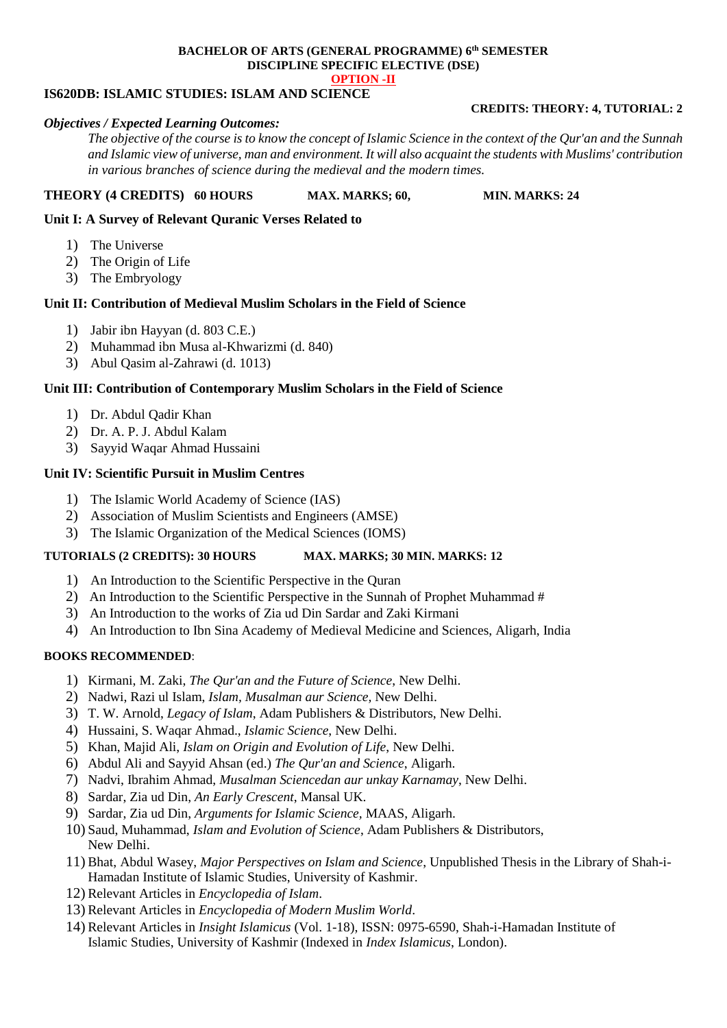**BACHELOR OF ARTS (GENERAL PROGRAMME) 6th SEMESTER**
**DISCIPLINE SPECIFIC ELECTIVE (DSE)**
**OPTION -II**

## IS620DB: ISLAMIC STUDIES: ISLAM AND SCIENCE

**CREDITS: THEORY: 4, TUTORIAL: 2**

***Objectives / Expected Learning Outcomes:***

*The objective of the course is to know the concept of Islamic Science in the context of the Qur'an and the Sunnah and Islamic view of universe, man and environment. It will also acquaint the students with Muslims' contribution in various branches of science during the medieval and the modern times.*

**THEORY (4 CREDITS) 60 HOURS MAX. MARKS; 60, MIN. MARKS: 24**

### Unit I: A Survey of Relevant Quranic Verses Related to

1) The Universe
2) The Origin of Life
3) The Embryology

### Unit II: Contribution of Medieval Muslim Scholars in the Field of Science

1) Jabir ibn Hayyan (d. 803 C.E.)
2) Muhammad ibn Musa al-Khwarizmi (d. 840)
3) Abul Qasim al-Zahrawi (d. 1013)

### Unit III: Contribution of Contemporary Muslim Scholars in the Field of Science

1) Dr. Abdul Qadir Khan
2) Dr. A. P. J. Abdul Kalam
3) Sayyid Waqar Ahmad Hussaini

### Unit IV: Scientific Pursuit in Muslim Centres

1) The Islamic World Academy of Science (IAS)
2) Association of Muslim Scientists and Engineers (AMSE)
3) The Islamic Organization of the Medical Sciences (IOMS)

**TUTORIALS (2 CREDITS): 30 HOURS MAX. MARKS; 30 MIN. MARKS: 12**

1) An Introduction to the Scientific Perspective in the Quran
2) An Introduction to the Scientific Perspective in the Sunnah of Prophet Muhammad #
3) An Introduction to the works of Zia ud Din Sardar and Zaki Kirmani
4) An Introduction to Ibn Sina Academy of Medieval Medicine and Sciences, Aligarh, India

**BOOKS RECOMMENDED**:

1) Kirmani, M. Zaki, *The Qur'an and the Future of Science*, New Delhi.
2) Nadwi, Razi ul Islam, *Islam, Musalman aur Science*, New Delhi.
3) T. W. Arnold, *Legacy of Islam*, Adam Publishers & Distributors, New Delhi.
4) Hussaini, S. Waqar Ahmad., *Islamic Science*, New Delhi.
5) Khan, Majid Ali, *Islam on Origin and Evolution of Life*, New Delhi.
6) Abdul Ali and Sayyid Ahsan (ed.) *The Qur'an and Science*, Aligarh.
7) Nadvi, Ibrahim Ahmad, *Musalman Sciencedan aur unkay Karnamay*, New Delhi.
8) Sardar, Zia ud Din, *An Early Crescent*, Mansal UK.
9) Sardar, Zia ud Din, *Arguments for Islamic Science,* MAAS, Aligarh.
10) Saud, Muhammad, *Islam and Evolution of Science*, Adam Publishers & Distributors, New Delhi.
11) Bhat, Abdul Wasey, *Major Perspectives on Islam and Science*, Unpublished Thesis in the Library of Shah-i-Hamadan Institute of Islamic Studies, University of Kashmir.
12) Relevant Articles in *Encyclopedia of Islam*.
13) Relevant Articles in *Encyclopedia of Modern Muslim World*.
14) Relevant Articles in *Insight Islamicus* (Vol. 1-18), ISSN: 0975-6590, Shah-i-Hamadan Institute of Islamic Studies, University of Kashmir (Indexed in *Index Islamicus*, London).